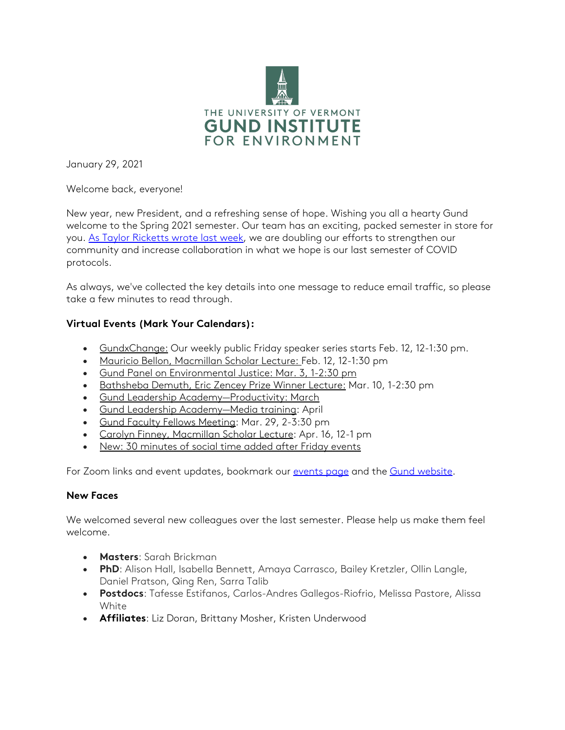THE UNIVERSITY OF VERMONT
**GUND INSTITUTE**
FOR ENVIRONMENT

January 29, 2021

Welcome back, everyone!

New year, new President, and a refreshing sense of hope. Wishing you all a hearty Gund welcome to the Spring 2021 semester. Our team has an exciting, packed semester in store for you. As Taylor Ricketts wrote last week, we are doubling our efforts to strengthen our community and increase collaboration in what we hope is our last semester of COVID protocols.

As always, we've collected the key details into one message to reduce email traffic, so please take a few minutes to read through.

**Virtual Events (Mark Your Calendars):**

- GundxChange: Our weekly public Friday speaker series starts Feb. 12, 12-1:30 pm.
- Mauricio Bellon, Macmillan Scholar Lecture: Feb. 12, 12-1:30 pm
- Gund Panel on Environmental Justice: Mar. 3, 1-2:30 pm
- Bathsheba Demuth, Eric Zencey Prize Winner Lecture: Mar. 10, 1-2:30 pm
- Gund Leadership Academy—Productivity: March
- Gund Leadership Academy—Media training: April
- Gund Faculty Fellows Meeting: Mar. 29, 2-3:30 pm
- Carolyn Finney, Macmillan Scholar Lecture: Apr. 16, 12-1 pm
- New: 30 minutes of social time added after Friday events

For Zoom links and event updates, bookmark our events page and the Gund website.

**New Faces**

We welcomed several new colleagues over the last semester. Please help us make them feel welcome.

- **Masters**: Sarah Brickman
- **PhD**: Alison Hall, Isabella Bennett, Amaya Carrasco, Bailey Kretzler, Ollin Langle, Daniel Pratson, Qing Ren, Sarra Talib
- **Postdocs**: Tafesse Estifanos, Carlos-Andres Gallegos-Riofrio, Melissa Pastore, Alissa White
- **Affiliates**: Liz Doran, Brittany Mosher, Kristen Underwood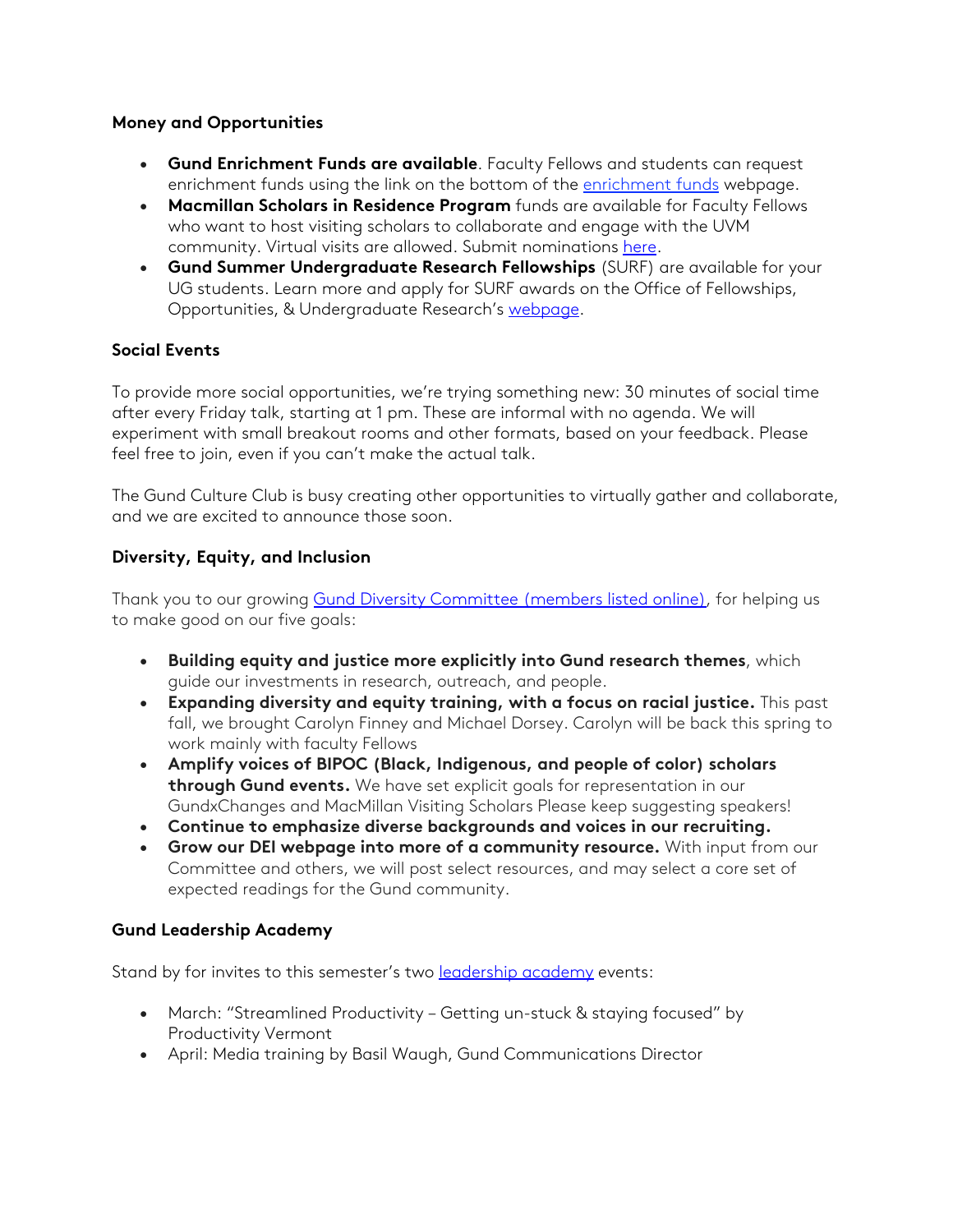### Money and Opportunities

- **Gund Enrichment Funds are available**. Faculty Fellows and students can request enrichment funds using the link on the bottom of the enrichment funds webpage.
- **Macmillan Scholars in Residence Program** funds are available for Faculty Fellows who want to host visiting scholars to collaborate and engage with the UVM community. Virtual visits are allowed. Submit nominations here.
- **Gund Summer Undergraduate Research Fellowships** (SURF) are available for your UG students. Learn more and apply for SURF awards on the Office of Fellowships, Opportunities, & Undergraduate Research's webpage.

### Social Events

To provide more social opportunities, we're trying something new: 30 minutes of social time after every Friday talk, starting at 1 pm. These are informal with no agenda. We will experiment with small breakout rooms and other formats, based on your feedback. Please feel free to join, even if you can't make the actual talk.

The Gund Culture Club is busy creating other opportunities to virtually gather and collaborate, and we are excited to announce those soon.

### Diversity, Equity, and Inclusion

Thank you to our growing Gund Diversity Committee (members listed online), for helping us to make good on our five goals:

- **Building equity and justice more explicitly into Gund research themes**, which guide our investments in research, outreach, and people.
- **Expanding diversity and equity training, with a focus on racial justice.** This past fall, we brought Carolyn Finney and Michael Dorsey. Carolyn will be back this spring to work mainly with faculty Fellows
- **Amplify voices of BIPOC (Black, Indigenous, and people of color) scholars through Gund events.** We have set explicit goals for representation in our GundxChanges and MacMillan Visiting Scholars Please keep suggesting speakers!
- **Continue to emphasize diverse backgrounds and voices in our recruiting.**
- **Grow our DEI webpage into more of a community resource.** With input from our Committee and others, we will post select resources, and may select a core set of expected readings for the Gund community.

### Gund Leadership Academy

Stand by for invites to this semester's two leadership academy events:

- March: "Streamlined Productivity – Getting un-stuck & staying focused" by Productivity Vermont
- April: Media training by Basil Waugh, Gund Communications Director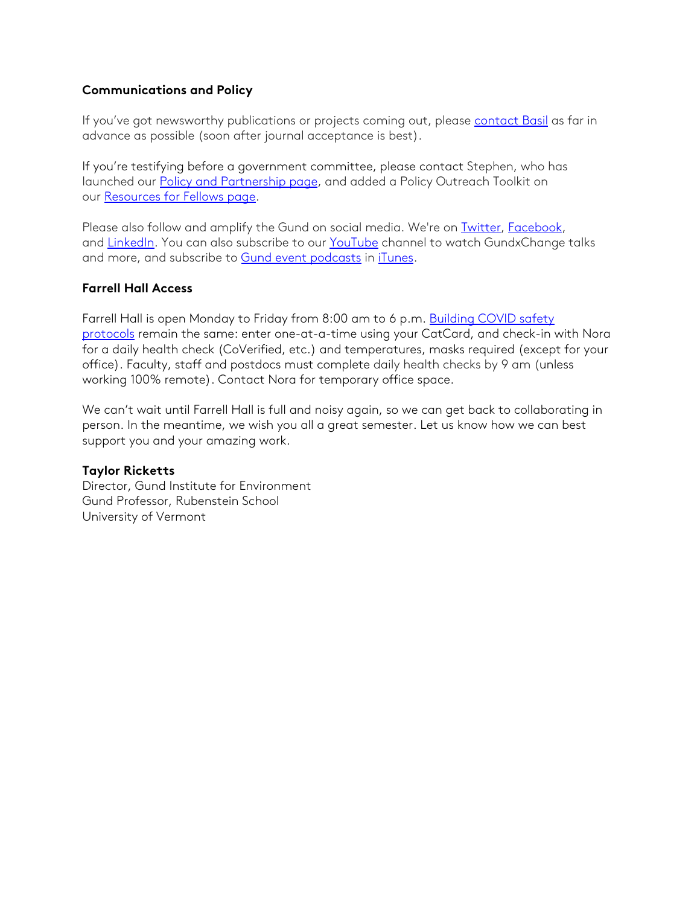**Communications and Policy**

If you've got newsworthy publications or projects coming out, please contact Basil as far in advance as possible (soon after journal acceptance is best).

If you're testifying before a government committee, please contact Stephen, who has launched our Policy and Partnership page, and added a Policy Outreach Toolkit on our Resources for Fellows page.

Please also follow and amplify the Gund on social media. We're on Twitter, Facebook, and LinkedIn. You can also subscribe to our YouTube channel to watch GundxChange talks and more, and subscribe to Gund event podcasts in iTunes.

**Farrell Hall Access**

Farrell Hall is open Monday to Friday from 8:00 am to 6 p.m. Building COVID safety protocols remain the same: enter one-at-a-time using your CatCard, and check-in with Nora for a daily health check (CoVerified, etc.) and temperatures, masks required (except for your office). Faculty, staff and postdocs must complete daily health checks by 9 am (unless working 100% remote). Contact Nora for temporary office space.

We can't wait until Farrell Hall is full and noisy again, so we can get back to collaborating in person. In the meantime, we wish you all a great semester. Let us know how we can best support you and your amazing work.

**Taylor Ricketts**
Director, Gund Institute for Environment
Gund Professor, Rubenstein School
University of Vermont